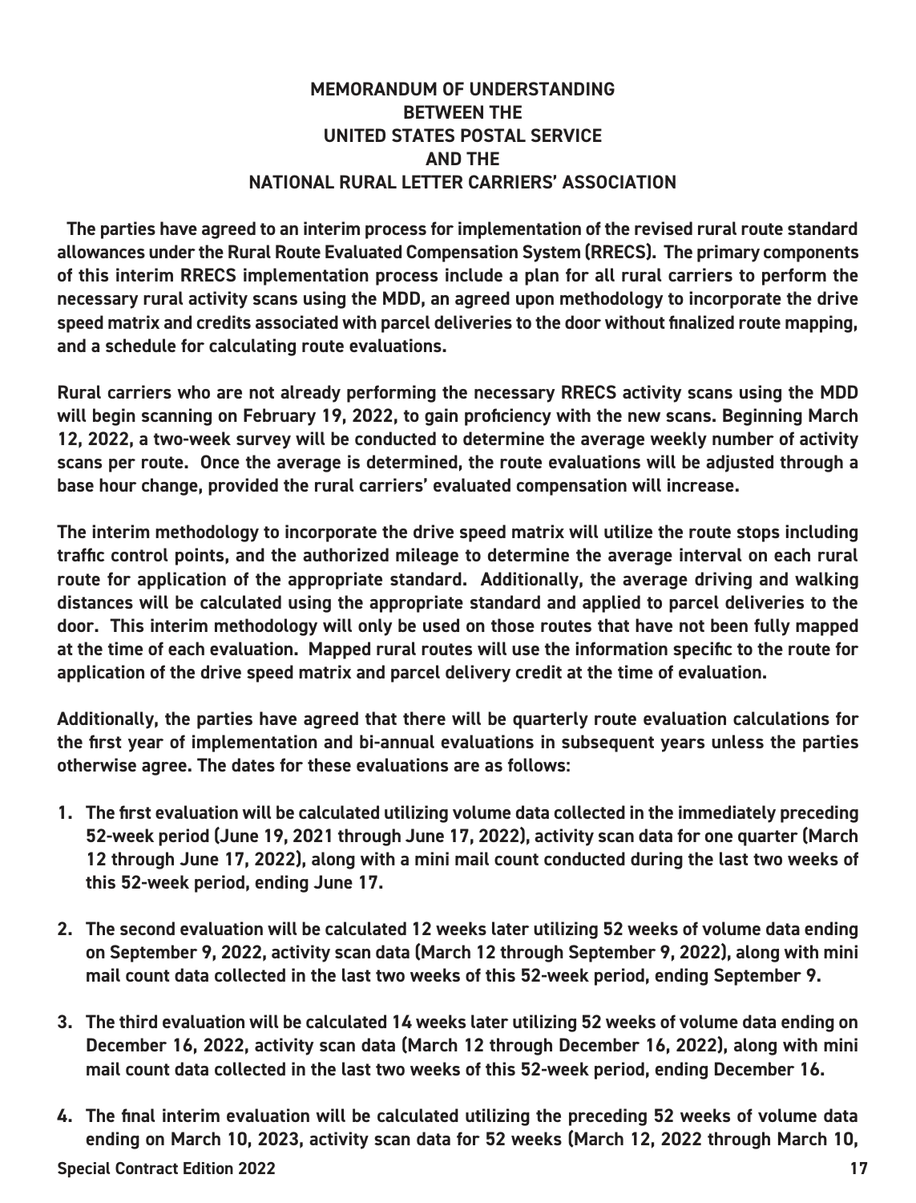# MEMORANDUM OF UNDERSTANDING BETWEEN THE UNITED STATES POSTAL SERVICE AND THE NATIONAL RURAL LETTER CARRIERS' ASSOCIATION

The parties have agreed to an interim process for implementation of the revised rural route standard allowances under the Rural Route Evaluated Compensation System (RRECS). The primary components of this interim RRECS implementation process include a plan for all rural carriers to perform the necessary rural activity scans using the MDD, an agreed upon methodology to incorporate the drive speed matrix and credits associated with parcel deliveries to the door without finalized route mapping, and a schedule for calculating route evaluations.

Rural carriers who are not already performing the necessary RRECS activity scans using the MDD will begin scanning on February 19, 2022, to gain proficiency with the new scans. Beginning March 12, 2022, a two-week survey will be conducted to determine the average weekly number of activity scans per route. Once the average is determined, the route evaluations will be adjusted through a base hour change, provided the rural carriers' evaluated compensation will increase.

The interim methodology to incorporate the drive speed matrix will utilize the route stops including traffic control points, and the authorized mileage to determine the average interval on each rural route for application of the appropriate standard. Additionally, the average driving and walking distances will be calculated using the appropriate standard and applied to parcel deliveries to the door. This interim methodology will only be used on those routes that have not been fully mapped at the time of each evaluation. Mapped rural routes will use the information specific to the route for application of the drive speed matrix and parcel delivery credit at the time of evaluation.

Additionally, the parties have agreed that there will be quarterly route evaluation calculations for the first year of implementation and bi-annual evaluations in subsequent years unless the parties otherwise agree. The dates for these evaluations are as follows:

1. The first evaluation will be calculated utilizing volume data collected in the immediately preceding 52-week period (June 19, 2021 through June 17, 2022), activity scan data for one quarter (March 12 through June 17, 2022), along with a mini mail count conducted during the last two weeks of this 52-week period, ending June 17.
2. The second evaluation will be calculated 12 weeks later utilizing 52 weeks of volume data ending on September 9, 2022, activity scan data (March 12 through September 9, 2022), along with mini mail count data collected in the last two weeks of this 52-week period, ending September 9.
3. The third evaluation will be calculated 14 weeks later utilizing 52 weeks of volume data ending on December 16, 2022, activity scan data (March 12 through December 16, 2022), along with mini mail count data collected in the last two weeks of this 52-week period, ending December 16.
4. The final interim evaluation will be calculated utilizing the preceding 52 weeks of volume data ending on March 10, 2023, activity scan data for 52 weeks (March 12, 2022 through March 10,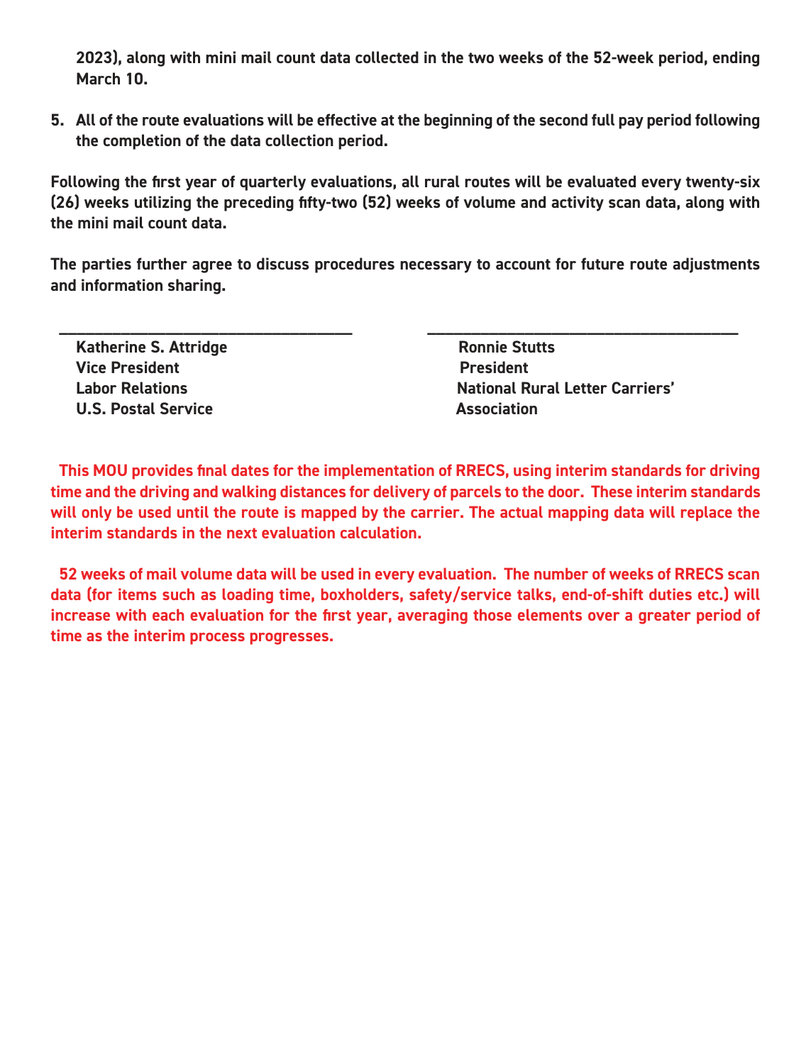**2023), along with mini mail count data collected in the two weeks of the 52-week period, ending March 10.**

5. **All of the route evaluations will be effective at the beginning of the second full pay period following the completion of the data collection period.**

**Following the first year of quarterly evaluations, all rural routes will be evaluated every twenty-six (26) weeks utilizing the preceding fifty-two (52) weeks of volume and activity scan data, along with the mini mail count data.**

**The parties further agree to discuss procedures necessary to account for future route adjustments and information sharing.**

| | |
|---|---|
| **Katherine S. Attridge** | **Ronnie Stutts** |
| **Vice President** | **President** |
| **Labor Relations** | **National Rural Letter Carriers'** |
| **U.S. Postal Service** | **Association** |

**This MOU provides final dates for the implementation of RRECS, using interim standards for driving time and the driving and walking distances for delivery of parcels to the door. These interim standards will only be used until the route is mapped by the carrier. The actual mapping data will replace the interim standards in the next evaluation calculation.**

**52 weeks of mail volume data will be used in every evaluation. The number of weeks of RRECS scan data (for items such as loading time, boxholders, safety/service talks, end-of-shift duties etc.) will increase with each evaluation for the first year, averaging those elements over a greater period of time as the interim process progresses.**